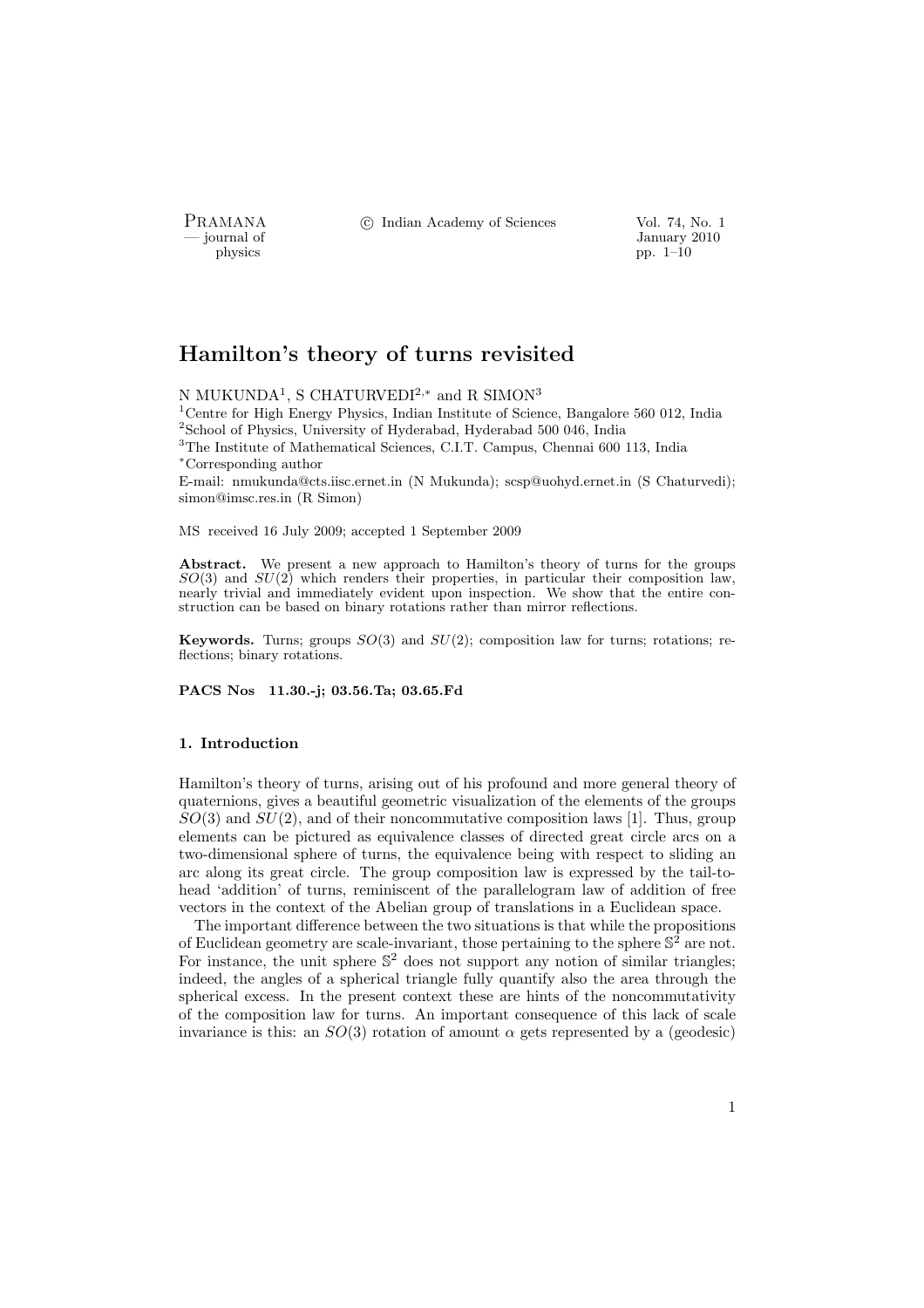# Hamilton's theory of turns revisited

N MUKUNDA[1], S CHATURVEDI[2,*] and R SIMON[3]

[1]Centre for High Energy Physics, Indian Institute of Science, Bangalore 560 012, India
[2]School of Physics, University of Hyderabad, Hyderabad 500 046, India
[3]The Institute of Mathematical Sciences, C.I.T. Campus, Chennai 600 113, India
[*]Corresponding author
E-mail: nmukunda@cts.iisc.ernet.in (N Mukunda); scsp@uohyd.ernet.in (S Chaturvedi); simon@imsc.res.in (R Simon)

MS received 16 July 2009; accepted 1 September 2009

**Abstract.** We present a new approach to Hamilton's theory of turns for the groups $SO(3)$ and $SU(2)$ which renders their properties, in particular their composition law, nearly trivial and immediately evident upon inspection. We show that the entire construction can be based on binary rotations rather than mirror reflections.

**Keywords.** Turns; groups $SO(3)$ and $SU(2)$; composition law for turns; rotations; reflections; binary rotations.

**PACS Nos 11.30.-j; 03.56.Ta; 03.65.Fd**

### 1. Introduction

Hamilton's theory of turns, arising out of his profound and more general theory of quaternions, gives a beautiful geometric visualization of the elements of the groups $SO(3)$ and $SU(2)$, and of their noncommutative composition laws [1]. Thus, group elements can be pictured as equivalence classes of directed great circle arcs on a two-dimensional sphere of turns, the equivalence being with respect to sliding an arc along its great circle. The group composition law is expressed by the tail-to-head 'addition' of turns, reminiscent of the parallelogram law of addition of free vectors in the context of the Abelian group of translations in a Euclidean space.

The important difference between the two situations is that while the propositions of Euclidean geometry are scale-invariant, those pertaining to the sphere $\mathbb{S}^2$ are not. For instance, the unit sphere $\mathbb{S}^2$ does not support any notion of similar triangles; indeed, the angles of a spherical triangle fully quantify also the area through the spherical excess. In the present context these are hints of the noncommutativity of the composition law for turns. An important consequence of this lack of scale invariance is this: an $SO(3)$ rotation of amount $\alpha$ gets represented by a (geodesic)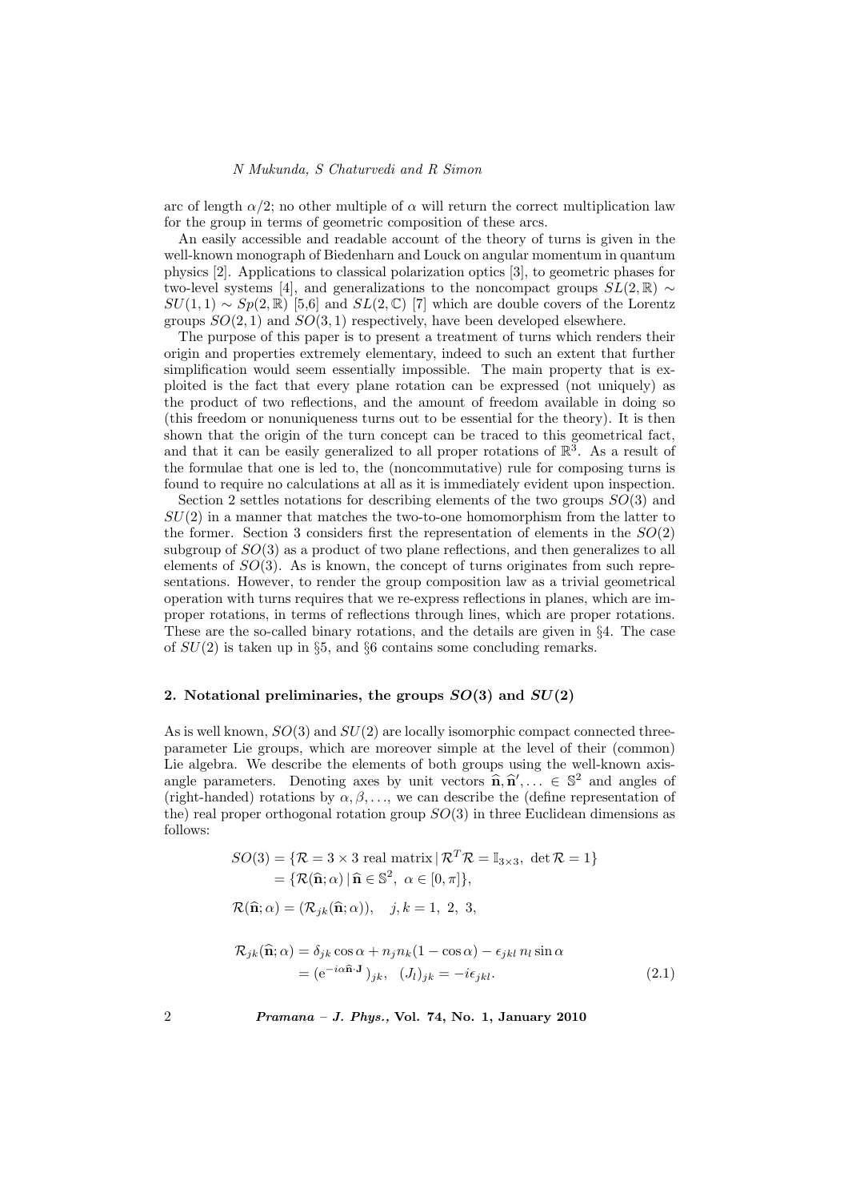arc of length $\alpha/2$; no other multiple of $\alpha$ will return the correct multiplication law for the group in terms of geometric composition of these arcs.

An easily accessible and readable account of the theory of turns is given in the well-known monograph of Biedenharn and Louck on angular momentum in quantum physics [2]. Applications to classical polarization optics [3], to geometric phases for two-level systems [4], and generalizations to the noncompact groups $SL(2,\mathbb{R}) \sim SU(1,1) \sim Sp(2,\mathbb{R})$ [5,6] and $SL(2,\mathbb{C})$ [7] which are double covers of the Lorentz groups $SO(2,1)$ and $SO(3,1)$ respectively, have been developed elsewhere.

The purpose of this paper is to present a treatment of turns which renders their origin and properties extremely elementary, indeed to such an extent that further simplification would seem essentially impossible. The main property that is exploited is the fact that every plane rotation can be expressed (not uniquely) as the product of two reflections, and the amount of freedom available in doing so (this freedom or nonuniqueness turns out to be essential for the theory). It is then shown that the origin of the turn concept can be traced to this geometrical fact, and that it can be easily generalized to all proper rotations of $\mathbb{R}^3$. As a result of the formulae that one is led to, the (noncommutative) rule for composing turns is found to require no calculations at all as it is immediately evident upon inspection.

Section 2 settles notations for describing elements of the two groups $SO(3)$ and $SU(2)$ in a manner that matches the two-to-one homomorphism from the latter to the former. Section 3 considers first the representation of elements in the $SO(2)$ subgroup of $SO(3)$ as a product of two plane reflections, and then generalizes to all elements of $SO(3)$. As is known, the concept of turns originates from such representations. However, to render the group composition law as a trivial geometrical operation with turns requires that we re-express reflections in planes, which are improper rotations, in terms of reflections through lines, which are proper rotations. These are the so-called binary rotations, and the details are given in §4. The case of $SU(2)$ is taken up in §5, and §6 contains some concluding remarks.

## 2. Notational preliminaries, the groups $SO(3)$ and $SU(2)$

As is well known, $SO(3)$ and $SU(2)$ are locally isomorphic compact connected three-parameter Lie groups, which are moreover simple at the level of their (common) Lie algebra. We describe the elements of both groups using the well-known axis-angle parameters. Denoting axes by unit vectors $\widehat{\mathbf{n}}, \widehat{\mathbf{n}}', \ldots \in \mathbb{S}^2$ and angles of (right-handed) rotations by $\alpha, \beta, \ldots$, we can describe the (define representation of the) real proper orthogonal rotation group $SO(3)$ in three Euclidean dimensions as follows:

$$
\begin{aligned}
SO(3) &= \{\mathcal{R} = 3\times 3 \text{ real matrix} \,|\, \mathcal{R}^T\mathcal{R} = \mathbb{I}_{3\times 3},\ \det \mathcal{R} = 1\} \\
&= \{\mathcal{R}(\widehat{\mathbf{n}};\alpha) \,|\, \widehat{\mathbf{n}} \in \mathbb{S}^2,\ \alpha \in [0,\pi]\}, \\
\mathcal{R}(\widehat{\mathbf{n}};\alpha) &= (\mathcal{R}_{jk}(\widehat{\mathbf{n}};\alpha)), \quad j,k = 1,\ 2,\ 3,
\end{aligned}
$$

$$
\begin{aligned}
\mathcal{R}_{jk}(\widehat{\mathbf{n}};\alpha) &= \delta_{jk}\cos\alpha + n_j n_k(1-\cos\alpha) - \epsilon_{jkl}\, n_l \sin\alpha \\
&= (\mathrm{e}^{-i\alpha\widehat{\mathbf{n}}\cdot\mathbf{J}})_{jk}, \quad (J_l)_{jk} = -i\epsilon_{jkl}.
\end{aligned} \tag{2.1}
$$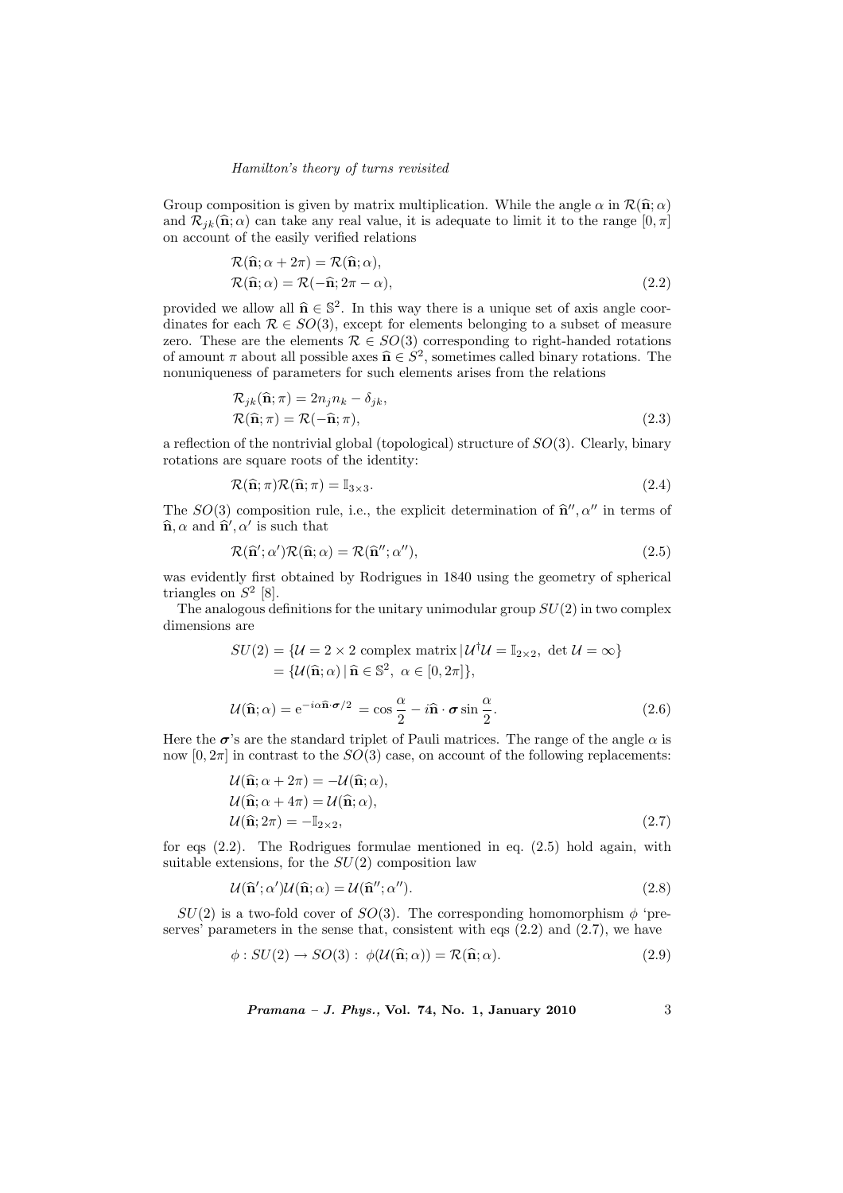Group composition is given by matrix multiplication. While the angle $\alpha$ in $\mathcal{R}(\widehat{\mathbf{n}};\alpha)$ and $\mathcal{R}_{jk}(\widehat{\mathbf{n}};\alpha)$ can take any real value, it is adequate to limit it to the range $[0,\pi]$ on account of the easily verified relations

$$\begin{aligned}
&\mathcal{R}(\widehat{\mathbf{n}};\alpha+2\pi)=\mathcal{R}(\widehat{\mathbf{n}};\alpha),\\
&\mathcal{R}(\widehat{\mathbf{n}};\alpha)=\mathcal{R}(-\widehat{\mathbf{n}};2\pi-\alpha),
\end{aligned}\tag{2.2}$$

provided we allow all $\widehat{\mathbf{n}}\in\mathbb{S}^2$. In this way there is a unique set of axis angle coordinates for each $\mathcal{R}\in SO(3)$, except for elements belonging to a subset of measure zero. These are the elements $\mathcal{R}\in SO(3)$ corresponding to right-handed rotations of amount $\pi$ about all possible axes $\widehat{\mathbf{n}}\in S^2$, sometimes called binary rotations. The nonuniqueness of parameters for such elements arises from the relations

$$\begin{aligned}
&\mathcal{R}_{jk}(\widehat{\mathbf{n}};\pi)=2n_jn_k-\delta_{jk},\\
&\mathcal{R}(\widehat{\mathbf{n}};\pi)=\mathcal{R}(-\widehat{\mathbf{n}};\pi),
\end{aligned}\tag{2.3}$$

a reflection of the nontrivial global (topological) structure of $SO(3)$. Clearly, binary rotations are square roots of the identity:

$$\mathcal{R}(\widehat{\mathbf{n}};\pi)\mathcal{R}(\widehat{\mathbf{n}};\pi)=\mathbb{I}_{3\times3}.\tag{2.4}$$

The $SO(3)$ composition rule, i.e., the explicit determination of $\widehat{\mathbf{n}}'',\alpha''$ in terms of $\widehat{\mathbf{n}},\alpha$ and $\widehat{\mathbf{n}}',\alpha'$ is such that

$$\mathcal{R}(\widehat{\mathbf{n}}';\alpha')\mathcal{R}(\widehat{\mathbf{n}};\alpha)=\mathcal{R}(\widehat{\mathbf{n}}'';\alpha''),\tag{2.5}$$

was evidently first obtained by Rodrigues in 1840 using the geometry of spherical triangles on $S^2$ [8].

The analogous definitions for the unitary unimodular group $SU(2)$ in two complex dimensions are

$$\begin{aligned}
SU(2)&=\{\mathcal{U}=2\times2\text{ complex matrix}\,|\,\mathcal{U}^\dagger\mathcal{U}=\mathbb{I}_{2\times2},\ \det\mathcal{U}=\infty\}\\
&=\{\mathcal{U}(\widehat{\mathbf{n}};\alpha)\,|\,\widehat{\mathbf{n}}\in\mathbb{S}^2,\ \alpha\in[0,2\pi]\},
\end{aligned}$$

$$\mathcal{U}(\widehat{\mathbf{n}};\alpha)=\mathrm{e}^{-i\alpha\widehat{\mathbf{n}}\cdot\boldsymbol{\sigma}/2}=\cos\frac{\alpha}{2}-i\widehat{\mathbf{n}}\cdot\boldsymbol{\sigma}\sin\frac{\alpha}{2}.\tag{2.6}$$

Here the $\boldsymbol{\sigma}$'s are the standard triplet of Pauli matrices. The range of the angle $\alpha$ is now $[0,2\pi]$ in contrast to the $SO(3)$ case, on account of the following replacements:

$$\begin{aligned}
&\mathcal{U}(\widehat{\mathbf{n}};\alpha+2\pi)=-\mathcal{U}(\widehat{\mathbf{n}};\alpha),\\
&\mathcal{U}(\widehat{\mathbf{n}};\alpha+4\pi)=\mathcal{U}(\widehat{\mathbf{n}};\alpha),\\
&\mathcal{U}(\widehat{\mathbf{n}};2\pi)=-\mathbb{I}_{2\times2},
\end{aligned}\tag{2.7}$$

for eqs (2.2). The Rodrigues formulae mentioned in eq. (2.5) hold again, with suitable extensions, for the $SU(2)$ composition law

$$\mathcal{U}(\widehat{\mathbf{n}}';\alpha')\mathcal{U}(\widehat{\mathbf{n}};\alpha)=\mathcal{U}(\widehat{\mathbf{n}}'';\alpha'').\tag{2.8}$$

$SU(2)$ is a two-fold cover of $SO(3)$. The corresponding homomorphism $\phi$ 'preserves' parameters in the sense that, consistent with eqs (2.2) and (2.7), we have

$$\phi:SU(2)\to SO(3):\ \phi(\mathcal{U}(\widehat{\mathbf{n}};\alpha))=\mathcal{R}(\widehat{\mathbf{n}};\alpha).\tag{2.9}$$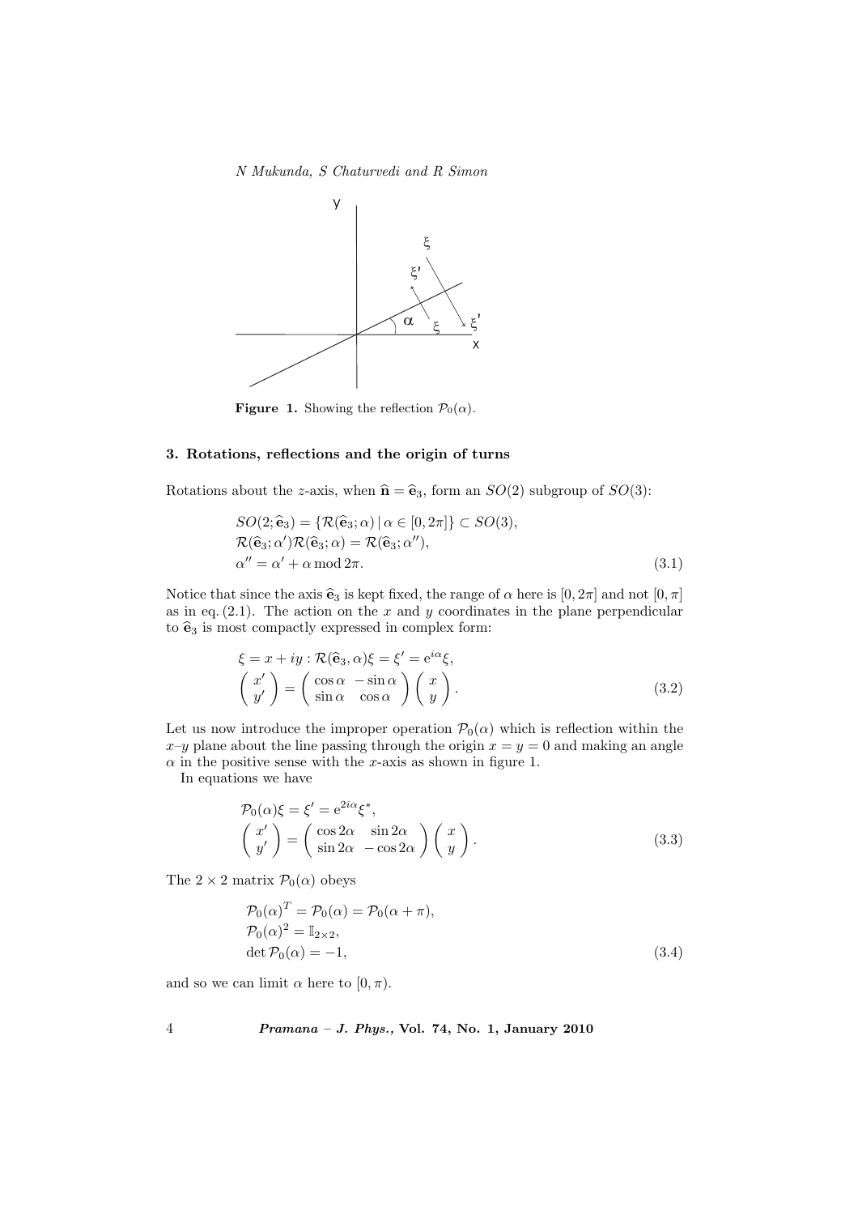y

ξ

ξ'

α

ξ

ξ'

x

**Figure 1.** Showing the reflection $\mathcal{P}_0(\alpha)$.

### 3. Rotations, reflections and the origin of turns

Rotations about the $z$-axis, when $\hat{\mathbf{n}} = \hat{\mathbf{e}}_3$, form an $SO(2)$ subgroup of $SO(3)$:

$$
\begin{aligned}
&SO(2;\hat{\mathbf{e}}_3) = \{\mathcal{R}(\hat{\mathbf{e}}_3;\alpha)\,|\,\alpha \in [0,2\pi]\} \subset SO(3),\\
&\mathcal{R}(\hat{\mathbf{e}}_3;\alpha')\mathcal{R}(\hat{\mathbf{e}}_3;\alpha) = \mathcal{R}(\hat{\mathbf{e}}_3;\alpha''),\\
&\alpha'' = \alpha' + \alpha \bmod 2\pi.
\end{aligned}
\tag{3.1}
$$

Notice that since the axis $\hat{\mathbf{e}}_3$ is kept fixed, the range of $\alpha$ here is $[0,2\pi]$ and not $[0,\pi]$ as in eq. (2.1). The action on the $x$ and $y$ coordinates in the plane perpendicular to $\hat{\mathbf{e}}_3$ is most compactly expressed in complex form:

$$
\begin{aligned}
&\xi = x + iy : \mathcal{R}(\hat{\mathbf{e}}_3,\alpha)\xi = \xi' = \mathrm{e}^{i\alpha}\xi,\\
&\begin{pmatrix} x' \\ y' \end{pmatrix} = \begin{pmatrix} \cos\alpha & -\sin\alpha \\ \sin\alpha & \cos\alpha \end{pmatrix} \begin{pmatrix} x \\ y \end{pmatrix}.
\end{aligned}
\tag{3.2}
$$

Let us now introduce the improper operation $\mathcal{P}_0(\alpha)$ which is reflection within the $x$–$y$ plane about the line passing through the origin $x = y = 0$ and making an angle $\alpha$ in the positive sense with the $x$-axis as shown in figure 1.

In equations we have

$$
\begin{aligned}
&\mathcal{P}_0(\alpha)\xi = \xi' = \mathrm{e}^{2i\alpha}\xi^*,\\
&\begin{pmatrix} x' \\ y' \end{pmatrix} = \begin{pmatrix} \cos 2\alpha & \sin 2\alpha \\ \sin 2\alpha & -\cos 2\alpha \end{pmatrix} \begin{pmatrix} x \\ y \end{pmatrix}.
\end{aligned}
\tag{3.3}
$$

The $2 \times 2$ matrix $\mathcal{P}_0(\alpha)$ obeys

$$
\begin{aligned}
&\mathcal{P}_0(\alpha)^T = \mathcal{P}_0(\alpha) = \mathcal{P}_0(\alpha + \pi),\\
&\mathcal{P}_0(\alpha)^2 = \mathbb{I}_{2\times 2},\\
&\det \mathcal{P}_0(\alpha) = -1,
\end{aligned}
\tag{3.4}
$$

and so we can limit $\alpha$ here to $[0,\pi)$.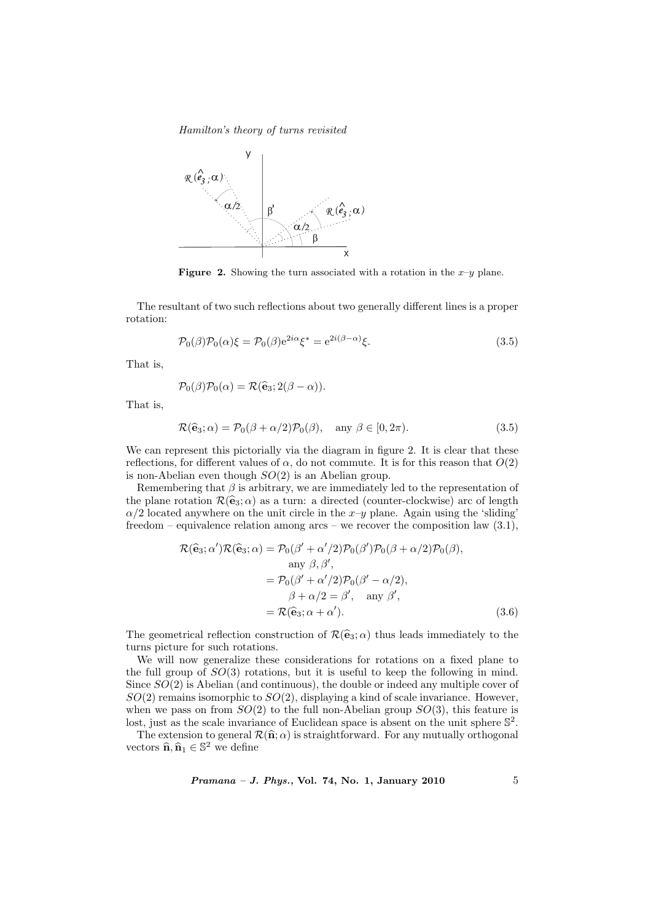y

$\mathcal{R}(\hat{e}_3;\alpha)$

$\alpha/2$

$\beta'$

$\mathcal{R}(\hat{e}_3;\alpha)$

$\alpha/2$

$\beta$

x

**Figure 2.** Showing the turn associated with a rotation in the $x$–$y$ plane.

The resultant of two such reflections about two generally different lines is a proper rotation:

$$\mathcal{P}_0(\beta)\mathcal{P}_0(\alpha)\xi = \mathcal{P}_0(\beta)\mathrm{e}^{2i\alpha}\xi^* = \mathrm{e}^{2i(\beta-\alpha)}\xi. \tag{3.5}$$

That is,

$$\mathcal{P}_0(\beta)\mathcal{P}_0(\alpha) = \mathcal{R}(\widehat{\mathbf{e}}_3; 2(\beta-\alpha)).$$

That is,

$$\mathcal{R}(\widehat{\mathbf{e}}_3;\alpha) = \mathcal{P}_0(\beta+\alpha/2)\mathcal{P}_0(\beta), \quad \text{any } \beta \in [0, 2\pi). \tag{3.5}$$

We can represent this pictorially via the diagram in figure 2. It is clear that these reflections, for different values of $\alpha$, do not commute. It is for this reason that $O(2)$ is non-Abelian even though $SO(2)$ is an Abelian group.

Remembering that $\beta$ is arbitrary, we are immediately led to the representation of the plane rotation $\mathcal{R}(\widehat{\mathbf{e}}_3;\alpha)$ as a turn: a directed (counter-clockwise) arc of length $\alpha/2$ located anywhere on the unit circle in the $x$–$y$ plane. Again using the 'sliding' freedom – equivalence relation among arcs – we recover the composition law (3.1),

$$\begin{aligned}
\mathcal{R}(\widehat{\mathbf{e}}_3;\alpha')\mathcal{R}(\widehat{\mathbf{e}}_3;\alpha) &= \mathcal{P}_0(\beta'+\alpha'/2)\mathcal{P}_0(\beta')\mathcal{P}_0(\beta+\alpha/2)\mathcal{P}_0(\beta), \\
&\qquad \text{any } \beta,\beta', \\
&= \mathcal{P}_0(\beta'+\alpha'/2)\mathcal{P}_0(\beta'-\alpha/2), \\
&\qquad \beta+\alpha/2 = \beta', \quad \text{any } \beta', \\
&= \mathcal{R}(\widehat{\mathbf{e}}_3;\alpha+\alpha').
\end{aligned} \tag{3.6}$$

The geometrical reflection construction of $\mathcal{R}(\widehat{\mathbf{e}}_3;\alpha)$ thus leads immediately to the turns picture for such rotations.

We will now generalize these considerations for rotations on a fixed plane to the full group of $SO(3)$ rotations, but it is useful to keep the following in mind. Since $SO(2)$ is Abelian (and continuous), the double or indeed any multiple cover of $SO(2)$ remains isomorphic to $SO(2)$, displaying a kind of scale invariance. However, when we pass on from $SO(2)$ to the full non-Abelian group $SO(3)$, this feature is lost, just as the scale invariance of Euclidean space is absent on the unit sphere $\mathbb{S}^2$.

The extension to general $\mathcal{R}(\widehat{\mathbf{n}};\alpha)$ is straightforward. For any mutually orthogonal vectors $\widehat{\mathbf{n}}, \widehat{\mathbf{n}}_1 \in \mathbb{S}^2$ we define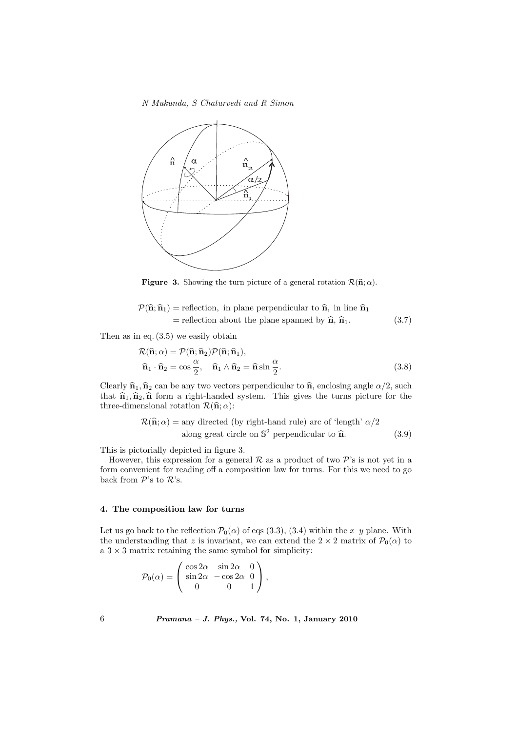**Figure 3.** Showing the turn picture of a general rotation $\mathcal{R}(\widehat{\mathbf{n}};\alpha)$.

$$\begin{aligned}\mathcal{P}(\widehat{\mathbf{n}};\widehat{\mathbf{n}}_1) &= \text{reflection, in plane perpendicular to } \widehat{\mathbf{n}}, \text{ in line } \widehat{\mathbf{n}}_1 \\ &= \text{reflection about the plane spanned by } \widehat{\mathbf{n}},\ \widehat{\mathbf{n}}_1. \end{aligned} \tag{3.7}$$

Then as in eq. (3.5) we easily obtain

$$\begin{aligned}&\mathcal{R}(\widehat{\mathbf{n}};\alpha) = \mathcal{P}(\widehat{\mathbf{n}};\widehat{\mathbf{n}}_2)\mathcal{P}(\widehat{\mathbf{n}};\widehat{\mathbf{n}}_1), \\ &\widehat{\mathbf{n}}_1 \cdot \widehat{\mathbf{n}}_2 = \cos\frac{\alpha}{2}, \quad \widehat{\mathbf{n}}_1 \wedge \widehat{\mathbf{n}}_2 = \widehat{\mathbf{n}} \sin\frac{\alpha}{2}. \end{aligned} \tag{3.8}$$

Clearly $\widehat{\mathbf{n}}_1, \widehat{\mathbf{n}}_2$ can be any two vectors perpendicular to $\widehat{\mathbf{n}}$, enclosing angle $\alpha/2$, such that $\widehat{\mathbf{n}}_1, \widehat{\mathbf{n}}_2, \widehat{\mathbf{n}}$ form a right-handed system. This gives the turns picture for the three-dimensional rotation $\mathcal{R}(\widehat{\mathbf{n}};\alpha)$:

$$\begin{aligned}\mathcal{R}(\widehat{\mathbf{n}};\alpha) = &\text{ any directed (by right-hand rule) arc of 'length' } \alpha/2 \\ &\text{ along great circle on } \mathbb{S}^2 \text{ perpendicular to } \widehat{\mathbf{n}}. \end{aligned} \tag{3.9}$$

This is pictorially depicted in figure 3.

However, this expression for a general $\mathcal{R}$ as a product of two $\mathcal{P}$'s is not yet in a form convenient for reading off a composition law for turns. For this we need to go back from $\mathcal{P}$'s to $\mathcal{R}$'s.

## 4. The composition law for turns

Let us go back to the reflection $\mathcal{P}_0(\alpha)$ of eqs (3.3), (3.4) within the $x$–$y$ plane. With the understanding that $z$ is invariant, we can extend the $2\times 2$ matrix of $\mathcal{P}_0(\alpha)$ to a $3\times 3$ matrix retaining the same symbol for simplicity:

$$\mathcal{P}_0(\alpha) = \begin{pmatrix} \cos 2\alpha & \sin 2\alpha & 0 \\ \sin 2\alpha & -\cos 2\alpha & 0 \\ 0 & 0 & 1 \end{pmatrix},$$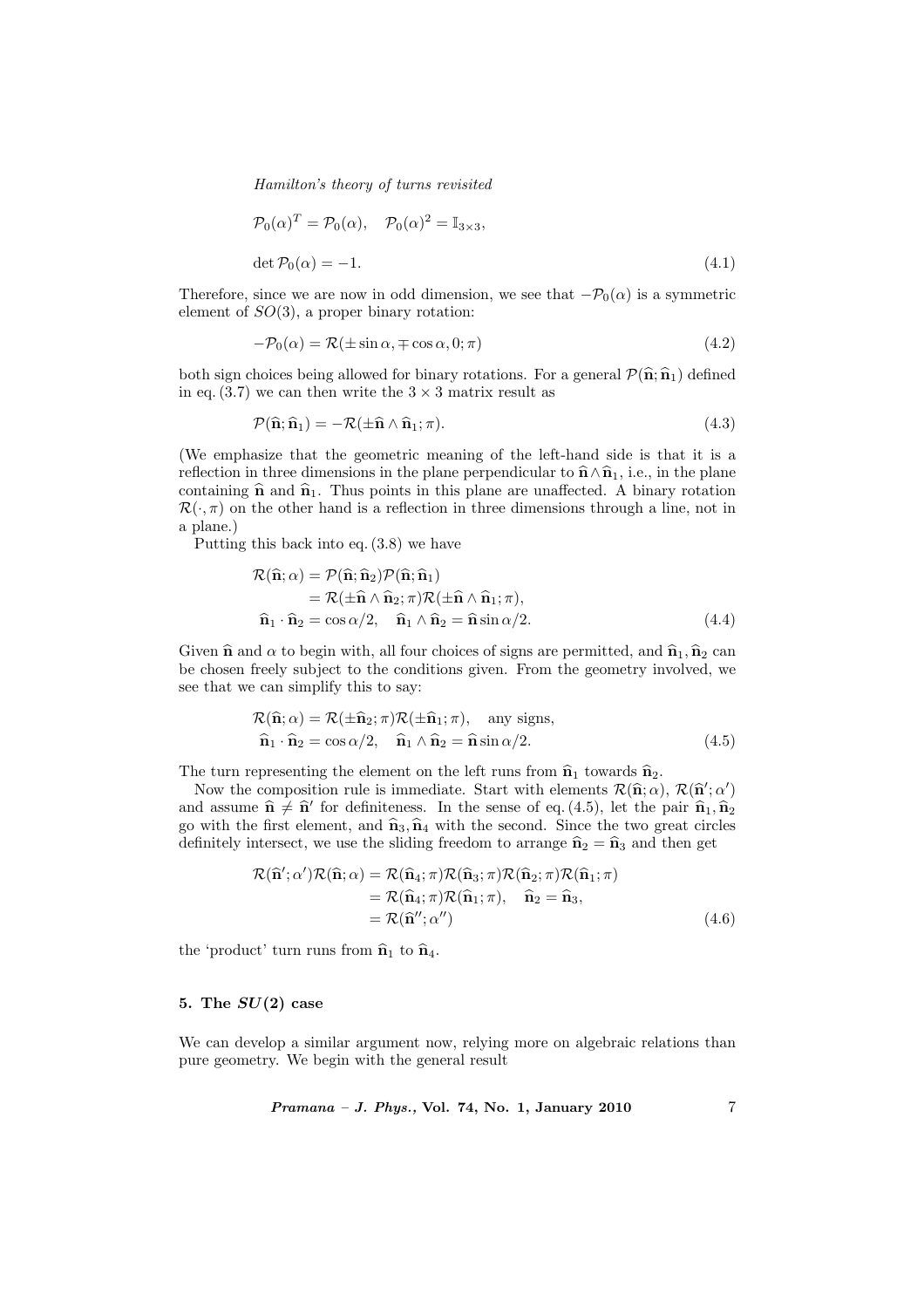$$
\mathcal{P}_0(\alpha)^T = \mathcal{P}_0(\alpha), \quad \mathcal{P}_0(\alpha)^2 = \mathbb{I}_{3\times 3},
$$

$$
\det \mathcal{P}_0(\alpha) = -1. \tag{4.1}
$$

Therefore, since we are now in odd dimension, we see that $-\mathcal{P}_0(\alpha)$ is a symmetric element of $SO(3)$, a proper binary rotation:

$$
-\mathcal{P}_0(\alpha) = \mathcal{R}(\pm\sin\alpha, \mp\cos\alpha, 0; \pi) \tag{4.2}
$$

both sign choices being allowed for binary rotations. For a general $\mathcal{P}(\widehat{\mathbf{n}}; \widehat{\mathbf{n}}_1)$ defined in eq. (3.7) we can then write the $3\times 3$ matrix result as

$$
\mathcal{P}(\widehat{\mathbf{n}}; \widehat{\mathbf{n}}_1) = -\mathcal{R}(\pm\widehat{\mathbf{n}} \wedge \widehat{\mathbf{n}}_1; \pi). \tag{4.3}
$$

(We emphasize that the geometric meaning of the left-hand side is that it is a reflection in three dimensions in the plane perpendicular to $\widehat{\mathbf{n}} \wedge \widehat{\mathbf{n}}_1$, i.e., in the plane containing $\widehat{\mathbf{n}}$ and $\widehat{\mathbf{n}}_1$. Thus points in this plane are unaffected. A binary rotation $\mathcal{R}(\cdot, \pi)$ on the other hand is a reflection in three dimensions through a line, not in a plane.)

Putting this back into eq. (3.8) we have

$$
\begin{aligned}
\mathcal{R}(\widehat{\mathbf{n}}; \alpha) &= \mathcal{P}(\widehat{\mathbf{n}}; \widehat{\mathbf{n}}_2)\mathcal{P}(\widehat{\mathbf{n}}; \widehat{\mathbf{n}}_1) \\
&= \mathcal{R}(\pm\widehat{\mathbf{n}} \wedge \widehat{\mathbf{n}}_2; \pi)\mathcal{R}(\pm\widehat{\mathbf{n}} \wedge \widehat{\mathbf{n}}_1; \pi), \\
\widehat{\mathbf{n}}_1 \cdot \widehat{\mathbf{n}}_2 &= \cos\alpha/2, \quad \widehat{\mathbf{n}}_1 \wedge \widehat{\mathbf{n}}_2 = \widehat{\mathbf{n}}\sin\alpha/2.
\end{aligned} \tag{4.4}
$$

Given $\widehat{\mathbf{n}}$ and $\alpha$ to begin with, all four choices of signs are permitted, and $\widehat{\mathbf{n}}_1, \widehat{\mathbf{n}}_2$ can be chosen freely subject to the conditions given. From the geometry involved, we see that we can simplify this to say:

$$
\begin{aligned}
\mathcal{R}(\widehat{\mathbf{n}}; \alpha) &= \mathcal{R}(\pm\widehat{\mathbf{n}}_2; \pi)\mathcal{R}(\pm\widehat{\mathbf{n}}_1; \pi), \quad \text{any signs}, \\
\widehat{\mathbf{n}}_1 \cdot \widehat{\mathbf{n}}_2 &= \cos\alpha/2, \quad \widehat{\mathbf{n}}_1 \wedge \widehat{\mathbf{n}}_2 = \widehat{\mathbf{n}}\sin\alpha/2.
\end{aligned} \tag{4.5}
$$

The turn representing the element on the left runs from $\widehat{\mathbf{n}}_1$ towards $\widehat{\mathbf{n}}_2$.

Now the composition rule is immediate. Start with elements $\mathcal{R}(\widehat{\mathbf{n}}; \alpha)$, $\mathcal{R}(\widehat{\mathbf{n}}'; \alpha')$ and assume $\widehat{\mathbf{n}} \neq \widehat{\mathbf{n}}'$ for definiteness. In the sense of eq. (4.5), let the pair $\widehat{\mathbf{n}}_1, \widehat{\mathbf{n}}_2$ go with the first element, and $\widehat{\mathbf{n}}_3, \widehat{\mathbf{n}}_4$ with the second. Since the two great circles definitely intersect, we use the sliding freedom to arrange $\widehat{\mathbf{n}}_2 = \widehat{\mathbf{n}}_3$ and then get

$$
\begin{aligned}
\mathcal{R}(\widehat{\mathbf{n}}'; \alpha')\mathcal{R}(\widehat{\mathbf{n}}; \alpha) &= \mathcal{R}(\widehat{\mathbf{n}}_4; \pi)\mathcal{R}(\widehat{\mathbf{n}}_3; \pi)\mathcal{R}(\widehat{\mathbf{n}}_2; \pi)\mathcal{R}(\widehat{\mathbf{n}}_1; \pi) \\
&= \mathcal{R}(\widehat{\mathbf{n}}_4; \pi)\mathcal{R}(\widehat{\mathbf{n}}_1; \pi), \quad \widehat{\mathbf{n}}_2 = \widehat{\mathbf{n}}_3, \\
&= \mathcal{R}(\widehat{\mathbf{n}}''; \alpha'')
\end{aligned} \tag{4.6}
$$

the 'product' turn runs from $\widehat{\mathbf{n}}_1$ to $\widehat{\mathbf{n}}_4$.

## 5. The $SU(2)$ case

We can develop a similar argument now, relying more on algebraic relations than pure geometry. We begin with the general result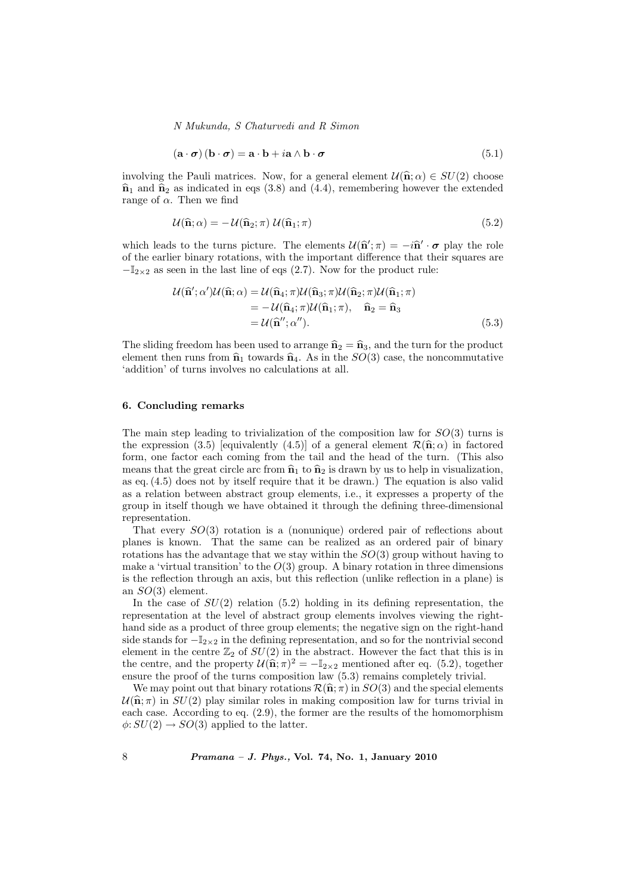$$(\mathbf{a}\cdot\boldsymbol{\sigma})\,(\mathbf{b}\cdot\boldsymbol{\sigma}) = \mathbf{a}\cdot\mathbf{b} + i\mathbf{a}\wedge\mathbf{b}\cdot\boldsymbol{\sigma} \tag{5.1}$$

involving the Pauli matrices. Now, for a general element $\mathcal{U}(\widehat{\mathbf{n}};\alpha) \in SU(2)$ choose $\widehat{\mathbf{n}}_1$ and $\widehat{\mathbf{n}}_2$ as indicated in eqs (3.8) and (4.4), remembering however the extended range of $\alpha$. Then we find

$$\mathcal{U}(\widehat{\mathbf{n}};\alpha) = -\mathcal{U}(\widehat{\mathbf{n}}_2;\pi)\,\mathcal{U}(\widehat{\mathbf{n}}_1;\pi) \tag{5.2}$$

which leads to the turns picture. The elements $\mathcal{U}(\widehat{\mathbf{n}}';\pi) = -i\widehat{\mathbf{n}}'\cdot\boldsymbol{\sigma}$ play the role of the earlier binary rotations, with the important difference that their squares are $-\mathbb{I}_{2\times 2}$ as seen in the last line of eqs (2.7). Now for the product rule:

$$\begin{aligned}\mathcal{U}(\widehat{\mathbf{n}}';\alpha')\mathcal{U}(\widehat{\mathbf{n}};\alpha) &= \mathcal{U}(\widehat{\mathbf{n}}_4;\pi)\mathcal{U}(\widehat{\mathbf{n}}_3;\pi)\mathcal{U}(\widehat{\mathbf{n}}_2;\pi)\mathcal{U}(\widehat{\mathbf{n}}_1;\pi)\\ &= -\mathcal{U}(\widehat{\mathbf{n}}_4;\pi)\mathcal{U}(\widehat{\mathbf{n}}_1;\pi), \quad \widehat{\mathbf{n}}_2 = \widehat{\mathbf{n}}_3\\ &= \mathcal{U}(\widehat{\mathbf{n}}'';\alpha'').\end{aligned} \tag{5.3}$$

The sliding freedom has been used to arrange $\widehat{\mathbf{n}}_2 = \widehat{\mathbf{n}}_3$, and the turn for the product element then runs from $\widehat{\mathbf{n}}_1$ towards $\widehat{\mathbf{n}}_4$. As in the $SO(3)$ case, the noncommutative 'addition' of turns involves no calculations at all.

## 6. Concluding remarks

The main step leading to trivialization of the composition law for $SO(3)$ turns is the expression (3.5) [equivalently (4.5)] of a general element $\mathcal{R}(\widehat{\mathbf{n}};\alpha)$ in factored form, one factor each coming from the tail and the head of the turn. (This also means that the great circle arc from $\widehat{\mathbf{n}}_1$ to $\widehat{\mathbf{n}}_2$ is drawn by us to help in visualization, as eq. (4.5) does not by itself require that it be drawn.) The equation is also valid as a relation between abstract group elements, i.e., it expresses a property of the group in itself though we have obtained it through the defining three-dimensional representation.

That every $SO(3)$ rotation is a (nonunique) ordered pair of reflections about planes is known. That the same can be realized as an ordered pair of binary rotations has the advantage that we stay within the $SO(3)$ group without having to make a 'virtual transition' to the $O(3)$ group. A binary rotation in three dimensions is the reflection through an axis, but this reflection (unlike reflection in a plane) is an $SO(3)$ element.

In the case of $SU(2)$ relation (5.2) holding in its defining representation, the representation at the level of abstract group elements involves viewing the right-hand side as a product of three group elements; the negative sign on the right-hand side stands for $-\mathbb{I}_{2\times 2}$ in the defining representation, and so for the nontrivial second element in the centre $\mathbb{Z}_2$ of $SU(2)$ in the abstract. However the fact that this is in the centre, and the property $\mathcal{U}(\widehat{\mathbf{n}};\pi)^2 = -\mathbb{I}_{2\times 2}$ mentioned after eq. (5.2), together ensure the proof of the turns composition law (5.3) remains completely trivial.

We may point out that binary rotations $\mathcal{R}(\widehat{\mathbf{n}};\pi)$ in $SO(3)$ and the special elements $\mathcal{U}(\widehat{\mathbf{n}};\pi)$ in $SU(2)$ play similar roles in making composition law for turns trivial in each case. According to eq. (2.9), the former are the results of the homomorphism $\phi\colon SU(2) \to SO(3)$ applied to the latter.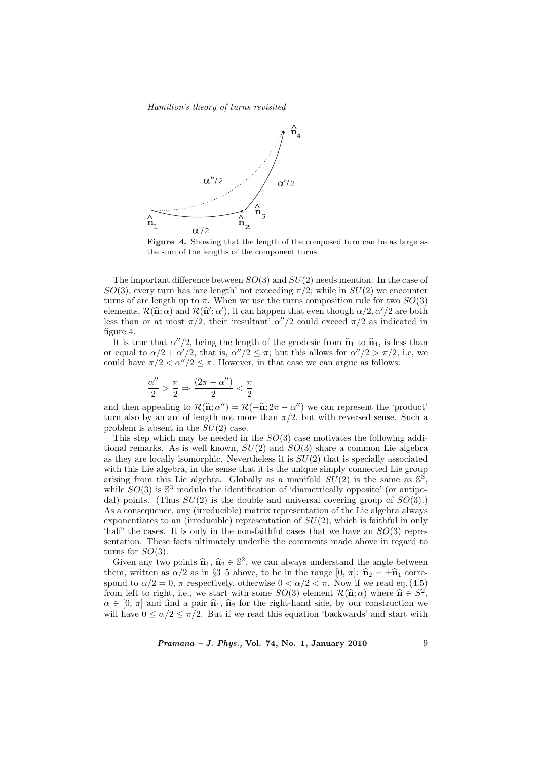$\hat{\mathbf{n}}_4$

$\alpha''/2$

$\alpha'/2$

$\hat{\mathbf{n}}_3$

$\hat{\mathbf{n}}_1$

$\hat{\mathbf{n}}_2$

$\alpha/2$

**Figure 4.** Showing that the length of the composed turn can be as large as the sum of the lengths of the component turns.

The important difference between $SO(3)$ and $SU(2)$ needs mention. In the case of $SO(3)$, every turn has 'arc length' not exceeding $\pi/2$; while in $SU(2)$ we encounter turns of arc length up to $\pi$. When we use the turns composition rule for two $SO(3)$ elements, $\mathcal{R}(\hat{\mathbf{n}};\alpha)$ and $\mathcal{R}(\hat{\mathbf{n}}';\alpha')$, it can happen that even though $\alpha/2, \alpha'/2$ are both less than or at most $\pi/2$, their 'resultant' $\alpha''/2$ could exceed $\pi/2$ as indicated in figure 4.

It is true that $\alpha''/2$, being the length of the geodesic from $\hat{\mathbf{n}}_1$ to $\hat{\mathbf{n}}_4$, is less than or equal to $\alpha/2 + \alpha'/2$, that is, $\alpha''/2 \le \pi$; but this allows for $\alpha''/2 > \pi/2$, i.e, we could have $\pi/2 < \alpha''/2 \le \pi$. However, in that case we can argue as follows:

$$\frac{\alpha''}{2} > \frac{\pi}{2} \Rightarrow \frac{(2\pi - \alpha'')}{2} < \frac{\pi}{2}$$

and then appealing to $\mathcal{R}(\hat{\mathbf{n}};\alpha'') = \mathcal{R}(-\hat{\mathbf{n}}; 2\pi - \alpha'')$ we can represent the 'product' turn also by an arc of length not more than $\pi/2$, but with reversed sense. Such a problem is absent in the $SU(2)$ case.

This step which may be needed in the $SO(3)$ case motivates the following additional remarks. As is well known, $SU(2)$ and $SO(3)$ share a common Lie algebra as they are locally isomorphic. Nevertheless it is $SU(2)$ that is specially associated with this Lie algebra, in the sense that it is the unique simply connected Lie group arising from this Lie algebra. Globally as a manifold $SU(2)$ is the same as $\mathbb{S}^3$, while $SO(3)$ is $\mathbb{S}^3$ modulo the identification of 'diametrically opposite' (or antipodal) points. (Thus $SU(2)$ is the double and universal covering group of $SO(3)$.) As a consequence, any (irreducible) matrix representation of the Lie algebra always exponentiates to an (irreducible) representation of $SU(2)$, which is faithful in only 'half' the cases. It is only in the non-faithful cases that we have an $SO(3)$ representation. These facts ultimately underlie the comments made above in regard to turns for $SO(3)$.

Given any two points $\hat{\mathbf{n}}_1, \hat{\mathbf{n}}_2 \in \mathbb{S}^2$, we can always understand the angle between them, written as $\alpha/2$ as in §3–5 above, to be in the range $[0, \pi]$: $\hat{\mathbf{n}}_2 = \pm\hat{\mathbf{n}}_1$ correspond to $\alpha/2 = 0, \pi$ respectively, otherwise $0 < \alpha/2 < \pi$. Now if we read eq. (4.5) from left to right, i.e., we start with some $SO(3)$ element $\mathcal{R}(\hat{\mathbf{n}};\alpha)$ where $\hat{\mathbf{n}} \in S^2$, $\alpha \in [0, \pi]$ and find a pair $\hat{\mathbf{n}}_1, \hat{\mathbf{n}}_2$ for the right-hand side, by our construction we will have $0 \le \alpha/2 \le \pi/2$. But if we read this equation 'backwards' and start with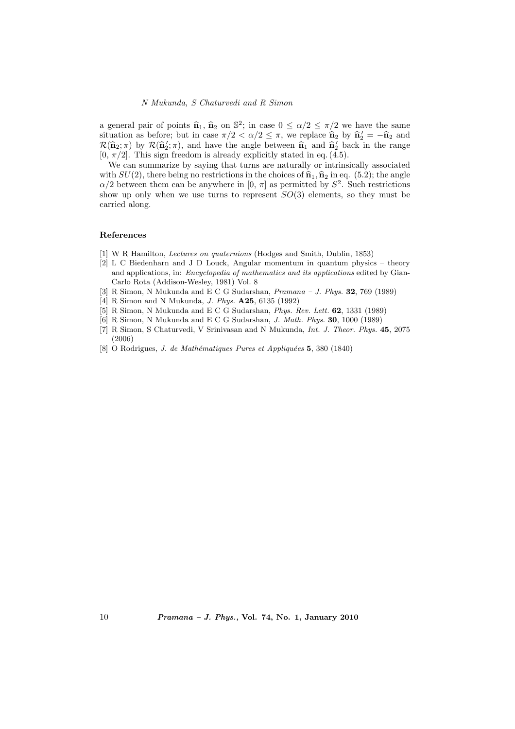a general pair of points $\widehat{\mathbf{n}}_1$, $\widehat{\mathbf{n}}_2$ on $\mathbb{S}^2$; in case $0 \leq \alpha/2 \leq \pi/2$ we have the same situation as before; but in case $\pi/2 < \alpha/2 \leq \pi$, we replace $\widehat{\mathbf{n}}_2$ by $\widehat{\mathbf{n}}_2' = -\widehat{\mathbf{n}}_2$ and $\mathcal{R}(\widehat{\mathbf{n}}_2;\pi)$ by $\mathcal{R}(\widehat{\mathbf{n}}_2';\pi)$, and have the angle between $\widehat{\mathbf{n}}_1$ and $\widehat{\mathbf{n}}_2'$ back in the range $[0,\, \pi/2]$. This sign freedom is already explicitly stated in eq. (4.5).

We can summarize by saying that turns are naturally or intrinsically associated with $SU(2)$, there being no restrictions in the choices of $\widehat{\mathbf{n}}_1, \widehat{\mathbf{n}}_2$ in eq. (5.2); the angle $\alpha/2$ between them can be anywhere in $[0,\, \pi]$ as permitted by $S^2$. Such restrictions show up only when we use turns to represent $SO(3)$ elements, so they must be carried along.

## References

[1] W R Hamilton, *Lectures on quaternions* (Hodges and Smith, Dublin, 1853)

[2] L C Biedenharn and J D Louck, Angular momentum in quantum physics – theory and applications, in: *Encyclopedia of mathematics and its applications* edited by Gian-Carlo Rota (Addison-Wesley, 1981) Vol. 8

[3] R Simon, N Mukunda and E C G Sudarshan, *Pramana – J. Phys.* **32**, 769 (1989)

[4] R Simon and N Mukunda, *J. Phys.* **A25**, 6135 (1992)

[5] R Simon, N Mukunda and E C G Sudarshan, *Phys. Rev. Lett.* **62**, 1331 (1989)

[6] R Simon, N Mukunda and E C G Sudarshan, *J. Math. Phys.* **30**, 1000 (1989)

[7] R Simon, S Chaturvedi, V Srinivasan and N Mukunda, *Int. J. Theor. Phys.* **45**, 2075 (2006)

[8] O Rodrigues, *J. de Mathématiques Pures et Appliquées* **5**, 380 (1840)